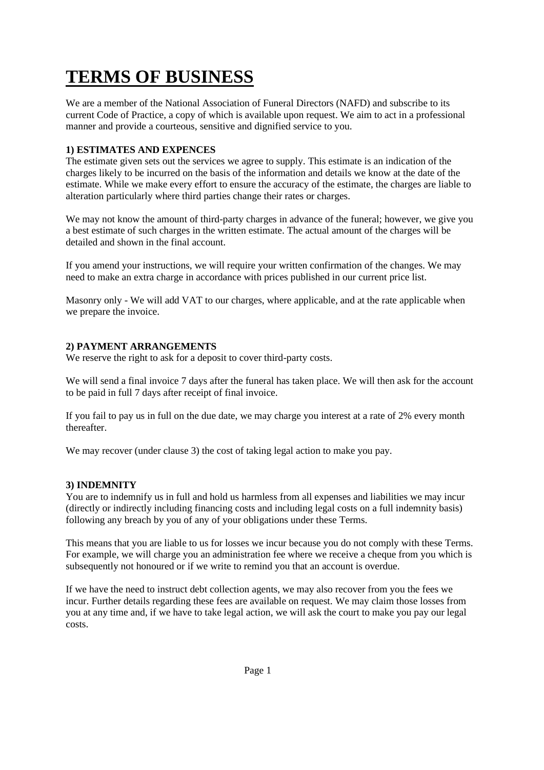# TERMS OF BUSINESS

We are a member of the National Association of Funeral Directors (NAFD) and subscribe to its current Code of Practice, a copy of which is available upon request. We aim to act in a professional manner and provide a courteous, sensitive and dignified service to you.

**1) ESTIMATES AND EXPENCES**

The estimate given sets out the services we agree to supply. This estimate is an indication of the charges likely to be incurred on the basis of the information and details we know at the date of the estimate. While we make every effort to ensure the accuracy of the estimate, the charges are liable to alteration particularly where third parties change their rates or charges.

We may not know the amount of third-party charges in advance of the funeral; however, we give you a best estimate of such charges in the written estimate. The actual amount of the charges will be detailed and shown in the final account.

If you amend your instructions, we will require your written confirmation of the changes. We may need to make an extra charge in accordance with prices published in our current price list.

Masonry only - We will add VAT to our charges, where applicable, and at the rate applicable when we prepare the invoice.

**2) PAYMENT ARRANGEMENTS**

We reserve the right to ask for a deposit to cover third-party costs.

We will send a final invoice 7 days after the funeral has taken place. We will then ask for the account to be paid in full 7 days after receipt of final invoice.

If you fail to pay us in full on the due date, we may charge you interest at a rate of 2% every month thereafter.

We may recover (under clause 3) the cost of taking legal action to make you pay.

**3) INDEMNITY**

You are to indemnify us in full and hold us harmless from all expenses and liabilities we may incur (directly or indirectly including financing costs and including legal costs on a full indemnity basis) following any breach by you of any of your obligations under these Terms.

This means that you are liable to us for losses we incur because you do not comply with these Terms. For example, we will charge you an administration fee where we receive a cheque from you which is subsequently not honoured or if we write to remind you that an account is overdue.

If we have the need to instruct debt collection agents, we may also recover from you the fees we incur. Further details regarding these fees are available on request. We may claim those losses from you at any time and, if we have to take legal action, we will ask the court to make you pay our legal costs.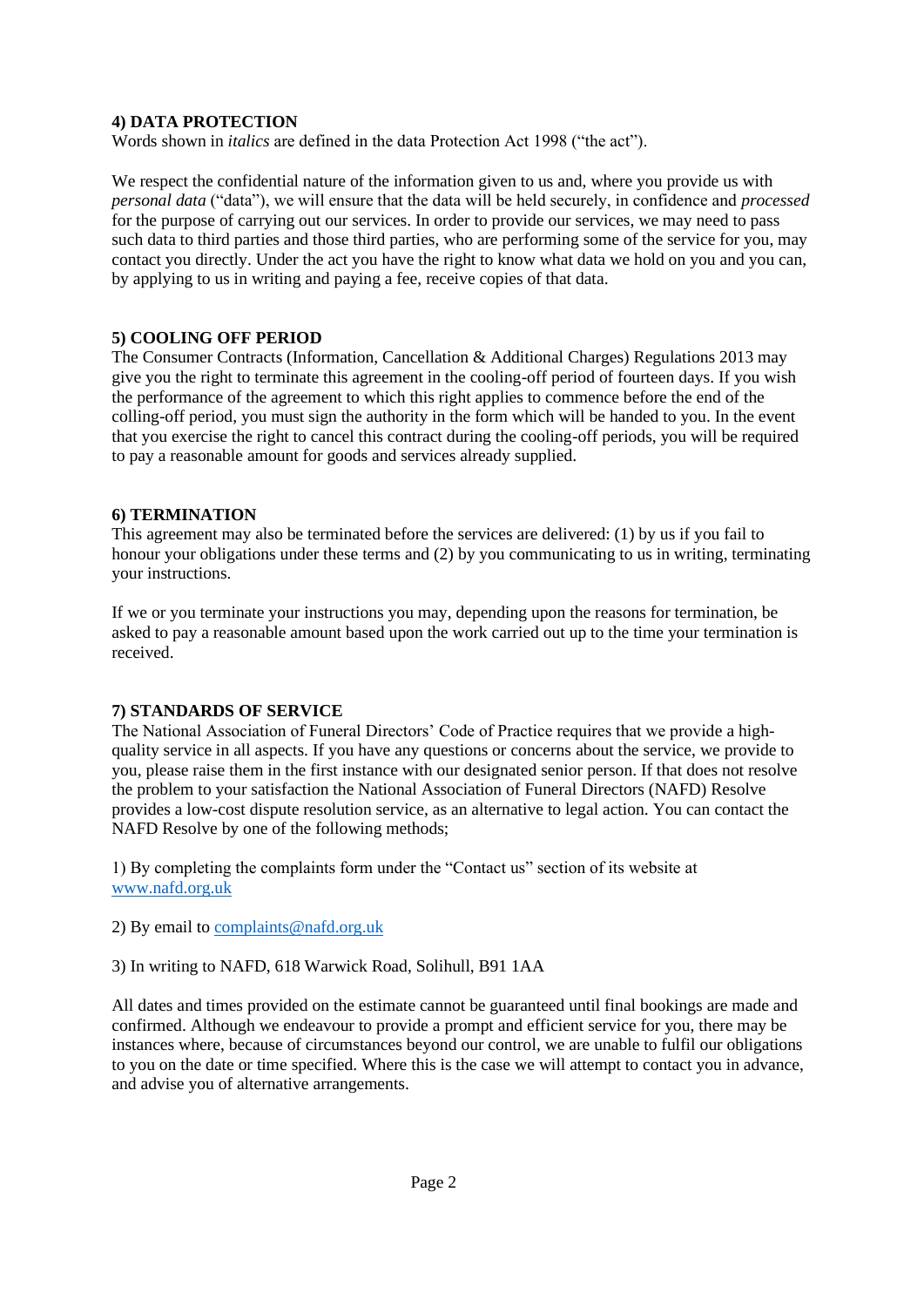## 4) DATA PROTECTION

Words shown in *italics* are defined in the data Protection Act 1998 ("the act").

We respect the confidential nature of the information given to us and, where you provide us with *personal data* ("data"), we will ensure that the data will be held securely, in confidence and *processed* for the purpose of carrying out our services. In order to provide our services, we may need to pass such data to third parties and those third parties, who are performing some of the service for you, may contact you directly. Under the act you have the right to know what data we hold on you and you can, by applying to us in writing and paying a fee, receive copies of that data.

## 5) COOLING OFF PERIOD

The Consumer Contracts (Information, Cancellation & Additional Charges) Regulations 2013 may give you the right to terminate this agreement in the cooling-off period of fourteen days. If you wish the performance of the agreement to which this right applies to commence before the end of the colling-off period, you must sign the authority in the form which will be handed to you. In the event that you exercise the right to cancel this contract during the cooling-off periods, you will be required to pay a reasonable amount for goods and services already supplied.

## 6) TERMINATION

This agreement may also be terminated before the services are delivered: (1) by us if you fail to honour your obligations under these terms and (2) by you communicating to us in writing, terminating your instructions.

If we or you terminate your instructions you may, depending upon the reasons for termination, be asked to pay a reasonable amount based upon the work carried out up to the time your termination is received.

## 7) STANDARDS OF SERVICE

The National Association of Funeral Directors' Code of Practice requires that we provide a high-quality service in all aspects. If you have any questions or concerns about the service, we provide to you, please raise them in the first instance with our designated senior person. If that does not resolve the problem to your satisfaction the National Association of Funeral Directors (NAFD) Resolve provides a low-cost dispute resolution service, as an alternative to legal action. You can contact the NAFD Resolve by one of the following methods;

1) By completing the complaints form under the "Contact us" section of its website at [www.nafd.org.uk](http://www.nafd.org.uk)

2) By email to [complaints@nafd.org.uk](mailto:complaints@nafd.org.uk)

3) In writing to NAFD, 618 Warwick Road, Solihull, B91 1AA

All dates and times provided on the estimate cannot be guaranteed until final bookings are made and confirmed. Although we endeavour to provide a prompt and efficient service for you, there may be instances where, because of circumstances beyond our control, we are unable to fulfil our obligations to you on the date or time specified. Where this is the case we will attempt to contact you in advance, and advise you of alternative arrangements.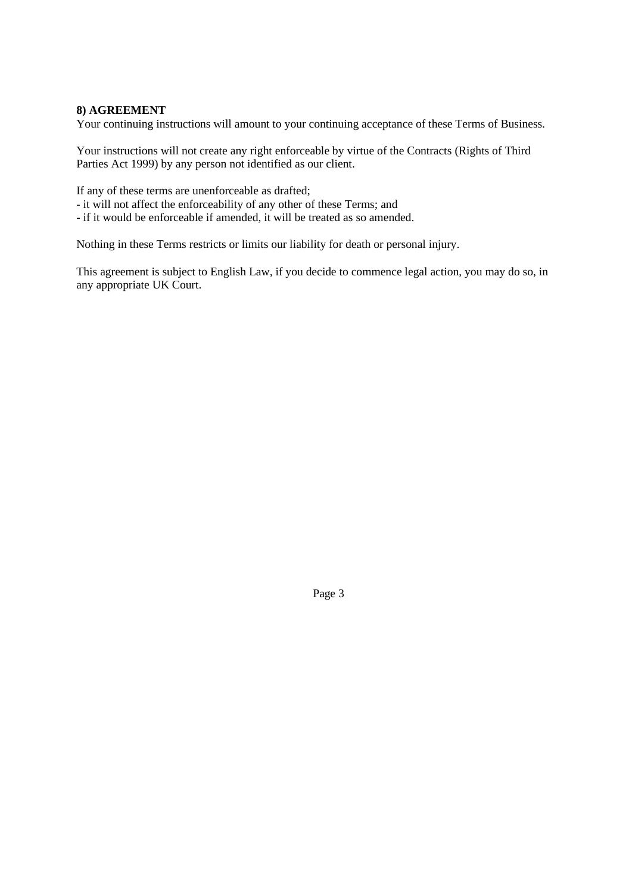**8) AGREEMENT**

Your continuing instructions will amount to your continuing acceptance of these Terms of Business.

Your instructions will not create any right enforceable by virtue of the Contracts (Rights of Third Parties Act 1999) by any person not identified as our client.

If any of these terms are unenforceable as drafted;
- it will not affect the enforceability of any other of these Terms; and
- if it would be enforceable if amended, it will be treated as so amended.

Nothing in these Terms restricts or limits our liability for death or personal injury.

This agreement is subject to English Law, if you decide to commence legal action, you may do so, in any appropriate UK Court.